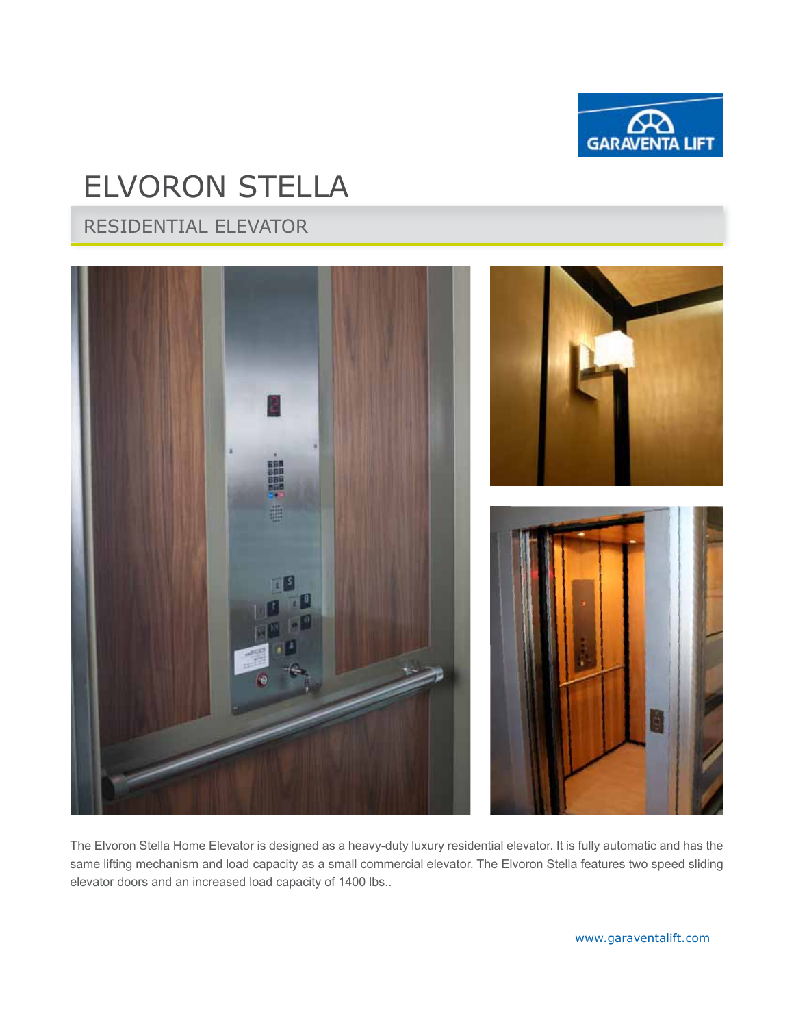# ELVORON STELLA

## RESIDENTIAL ELEVATOR

The Elvoron Stella Home Elevator is designed as a heavy-duty luxury residential elevator. It is fully automatic and has the same lifting mechanism and load capacity as a small commercial elevator. The Elvoron Stella features two speed sliding elevator doors and an increased load capacity of 1400 lbs..

www.garaventalift.com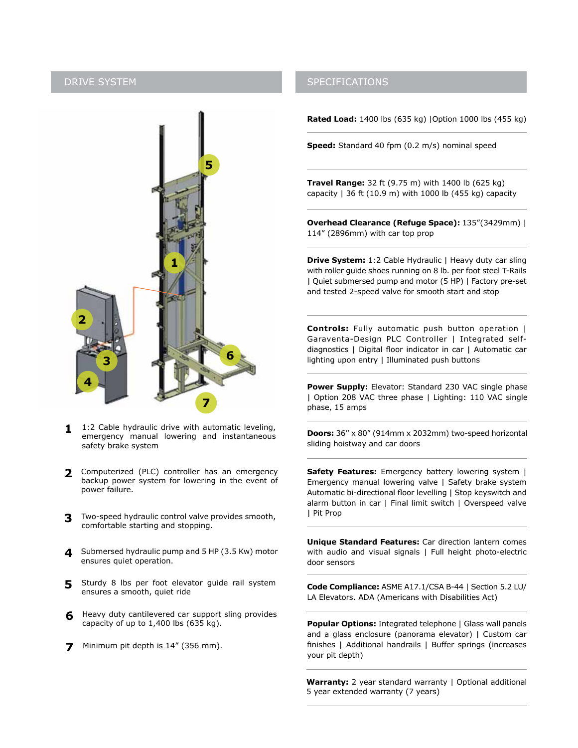## DRIVE SYSTEM

1. 1:2 Cable hydraulic drive with automatic leveling, emergency manual lowering and instantaneous safety brake system

2. Computerized (PLC) controller has an emergency backup power system for lowering in the event of power failure.

3. Two-speed hydraulic control valve provides smooth, comfortable starting and stopping.

4. Submersed hydraulic pump and 5 HP (3.5 Kw) motor ensures quiet operation.

5. Sturdy 8 lbs per foot elevator guide rail system ensures a smooth, quiet ride

6. Heavy duty cantilevered car support sling provides capacity of up to 1,400 lbs (635 kg).

7. Minimum pit depth is 14" (356 mm).

## SPECIFICATIONS

**Rated Load:** 1400 lbs (635 kg) |Option 1000 lbs (455 kg)

**Speed:** Standard 40 fpm (0.2 m/s) nominal speed

**Travel Range:** 32 ft (9.75 m) with 1400 lb (625 kg) capacity | 36 ft (10.9 m) with 1000 lb (455 kg) capacity

**Overhead Clearance (Refuge Space):** 135"(3429mm) | 114" (2896mm) with car top prop

**Drive System:** 1:2 Cable Hydraulic | Heavy duty car sling with roller guide shoes running on 8 lb. per foot steel T-Rails | Quiet submersed pump and motor (5 HP) | Factory pre-set and tested 2-speed valve for smooth start and stop

**Controls:** Fully automatic push button operation | Garaventa-Design PLC Controller | Integrated self-diagnostics | Digital floor indicator in car | Automatic car lighting upon entry | Illuminated push buttons

**Power Supply:** Elevator: Standard 230 VAC single phase | Option 208 VAC three phase | Lighting: 110 VAC single phase, 15 amps

**Doors:** 36" x 80" (914mm x 2032mm) two-speed horizontal sliding hoistway and car doors

**Safety Features:** Emergency battery lowering system | Emergency manual lowering valve | Safety brake system Automatic bi-directional floor levelling | Stop keyswitch and alarm button in car | Final limit switch | Overspeed valve | Pit Prop

**Unique Standard Features:** Car direction lantern comes with audio and visual signals | Full height photo-electric door sensors

**Code Compliance:** ASME A17.1/CSA B-44 | Section 5.2 LU/LA Elevators. ADA (Americans with Disabilities Act)

**Popular Options:** Integrated telephone | Glass wall panels and a glass enclosure (panorama elevator) | Custom car finishes | Additional handrails | Buffer springs (increases your pit depth)

**Warranty:** 2 year standard warranty | Optional additional 5 year extended warranty (7 years)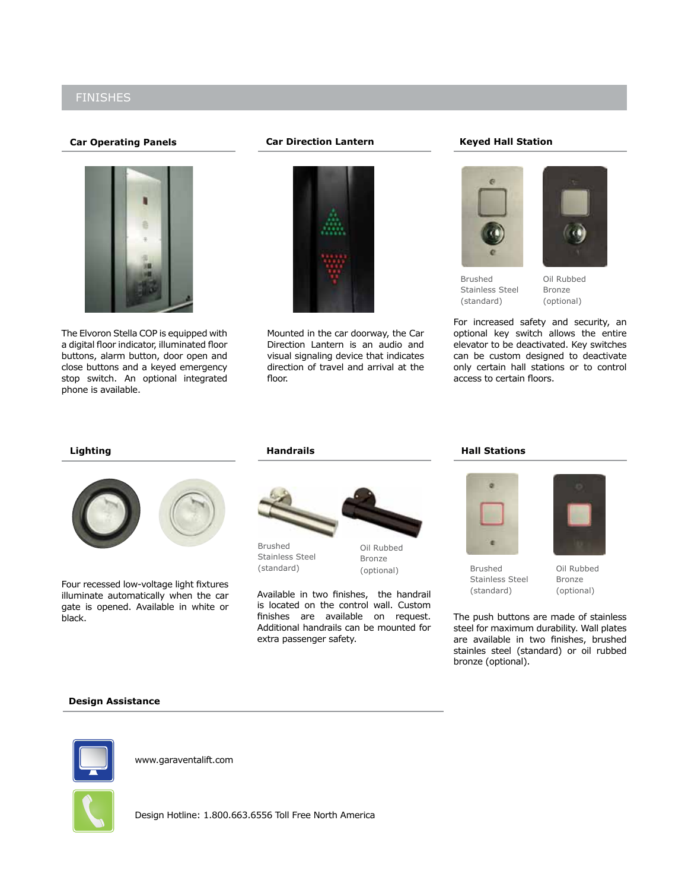# FINISHES

### Car Operating Panels

The Elvoron Stella COP is equipped with a digital floor indicator, illuminated floor buttons, alarm button, door open and close buttons and a keyed emergency stop switch. An optional integrated phone is available.

### Car Direction Lantern

Mounted in the car doorway, the Car Direction Lantern is an audio and visual signaling device that indicates direction of travel and arrival at the floor.

### Keyed Hall Station

Brushed Stainless Steel (standard)

Oil Rubbed Bronze (optional)

For increased safety and security, an optional key switch allows the entire elevator to be deactivated. Key switches can be custom designed to deactivate only certain hall stations or to control access to certain floors.

### Lighting

Four recessed low-voltage light fixtures illuminate automatically when the car gate is opened. Available in white or black.

### Handrails

Brushed Stainless Steel (standard)

Oil Rubbed Bronze (optional)

Available in two finishes, the handrail is located on the control wall. Custom finishes are available on request. Additional handrails can be mounted for extra passenger safety.

### Hall Stations

Brushed Stainless Steel (standard)

Oil Rubbed Bronze (optional)

The push buttons are made of stainless steel for maximum durability. Wall plates are available in two finishes, brushed stainles steel (standard) or oil rubbed bronze (optional).

### Design Assistance

www.garaventalift.com

Design Hotline: 1.800.663.6556 Toll Free North America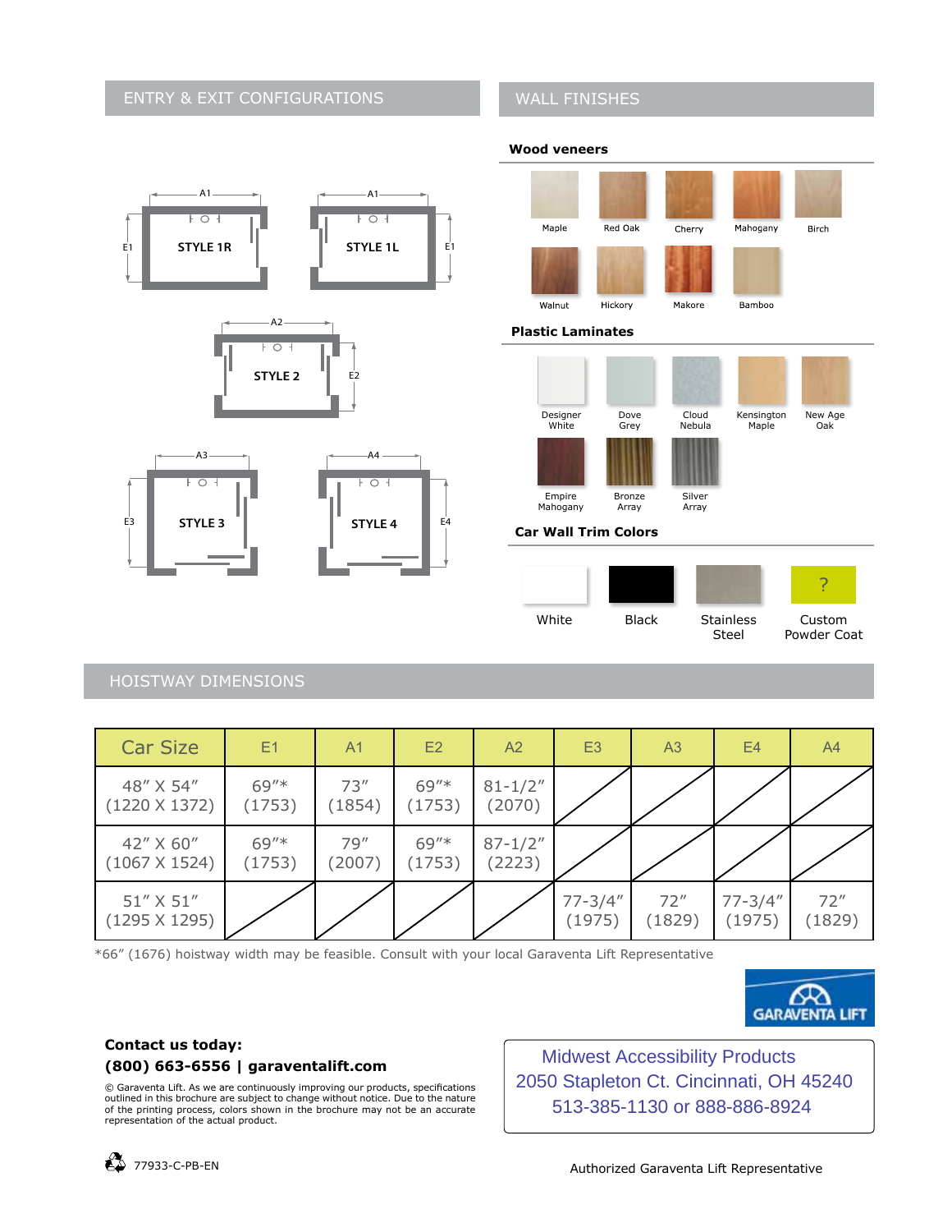## ENTRY & EXIT CONFIGURATIONS

A1
E1
STYLE 1R

A1
E1
STYLE 1L

A2
E2
STYLE 2

A3
E3
STYLE 3

A4
E4
STYLE 4

## WALL FINISHES

### Wood veneers

Maple
Red Oak
Cherry
Mahogany
Birch
Walnut
Hickory
Makore
Bamboo

### Plastic Laminates

Designer White
Dove Grey
Cloud Nebula
Kensington Maple
New Age Oak
Empire Mahogany
Bronze Array
Silver Array

### Car Wall Trim Colors

White
Black
Stainless Steel
Custom Powder Coat

## HOISTWAY DIMENSIONS

| Car Size | E1 | A1 | E2 | A2 | E3 | A3 | E4 | A4 |
|---|---|---|---|---|---|---|---|---|
| 48″ X 54″ (1220 X 1372) | 69″* (1753) | 73″ (1854) | 69″* (1753) | 81-1/2″ (2070) | | | | |
| 42″ X 60″ (1067 X 1524) | 69″* (1753) | 79″ (2007) | 69″* (1753) | 87-1/2″ (2223) | | | | |
| 51″ X 51″ (1295 X 1295) | | | | | 77-3/4″ (1975) | 72″ (1829) | 77-3/4″ (1975) | 72″ (1829) |

*66″ (1676) hoistway width may be feasible. Consult with your local Garaventa Lift Representative

GARAVENTA LIFT

**Contact us today:**
**(800) 663-6556 | garaventalift.com**

© Garaventa Lift. As we are continuously improving our products, specifications outlined in this brochure are subject to change without notice. Due to the nature of the printing process, colors shown in the brochure may not be an accurate representation of the actual product.

Midwest Accessibility Products
2050 Stapleton Ct. Cincinnati, OH 45240
513-385-1130 or 888-886-8924

77933-C-PB-EN

Authorized Garaventa Lift Representative